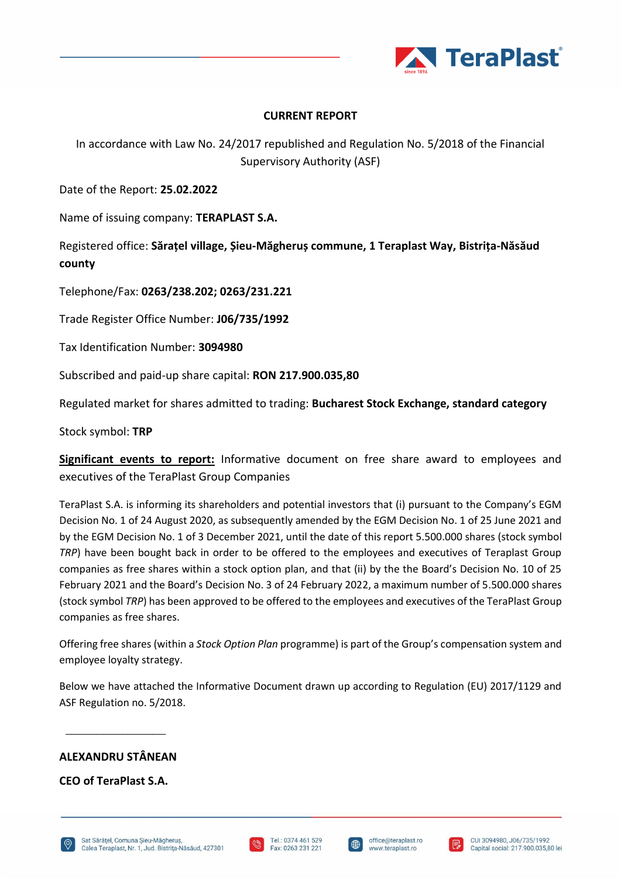**CURRENT REPORT**

In accordance with Law No. 24/2017 republished and Regulation No. 5/2018 of the Financial Supervisory Authority (ASF)

Date of the Report: **25.02.2022**

Name of issuing company: **TERAPLAST S.A.**

Registered office: **Sărațel village, Șieu-Măgheruș commune, 1 Teraplast Way, Bistrița-Năsăud county**

Telephone/Fax: **0263/238.202; 0263/231.221**

Trade Register Office Number: **J06/735/1992**

Tax Identification Number: **3094980**

Subscribed and paid-up share capital: **RON 217.900.035,80**

Regulated market for shares admitted to trading: **Bucharest Stock Exchange, standard category**

Stock symbol: **TRP**

**Significant events to report:** Informative document on free share award to employees and executives of the TeraPlast Group Companies

TeraPlast S.A. is informing its shareholders and potential investors that (i) pursuant to the Company's EGM Decision No. 1 of 24 August 2020, as subsequently amended by the EGM Decision No. 1 of 25 June 2021 and by the EGM Decision No. 1 of 3 December 2021, until the date of this report 5.500.000 shares (stock symbol *TRP*) have been bought back in order to be offered to the employees and executives of Teraplast Group companies as free shares within a stock option plan, and that (ii) by the the Board's Decision No. 10 of 25 February 2021 and the Board's Decision No. 3 of 24 February 2022, a maximum number of 5.500.000 shares (stock symbol *TRP*) has been approved to be offered to the employees and executives of the TeraPlast Group companies as free shares.

Offering free shares (within a *Stock Option Plan* programme) is part of the Group's compensation system and employee loyalty strategy.

Below we have attached the Informative Document drawn up according to Regulation (EU) 2017/1129 and ASF Regulation no. 5/2018.

**ALEXANDRU STÂNEAN**

**CEO of TeraPlast S.A.**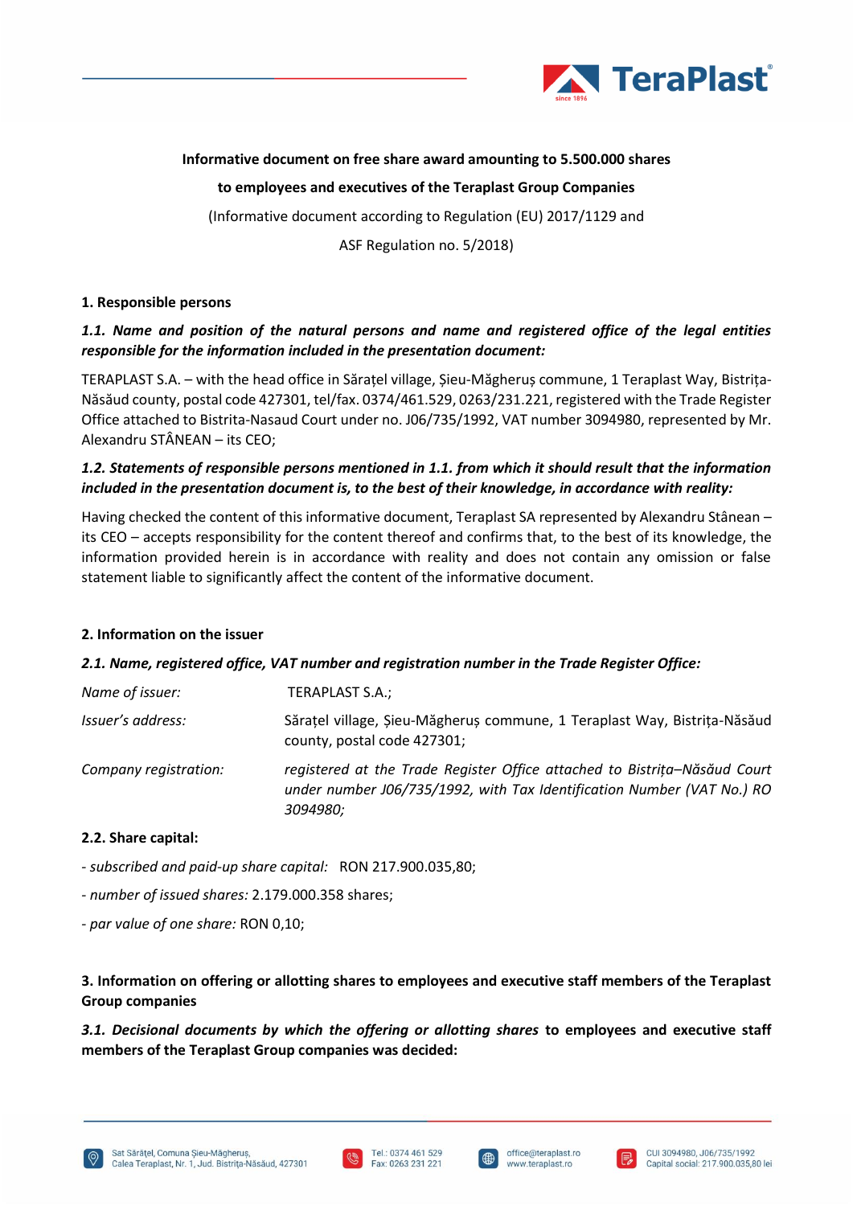**Informative document on free share award amounting to 5.500.000 shares**

**to employees and executives of the Teraplast Group Companies**

(Informative document according to Regulation (EU) 2017/1129 and

ASF Regulation no. 5/2018)

**1. Responsible persons**

***1.1. Name and position of the natural persons and name and registered office of the legal entities responsible for the information included in the presentation document:***

TERAPLAST S.A. – with the head office in Sărațel village, Șieu-Măgheruș commune, 1 Teraplast Way, Bistrița-Năsăud county, postal code 427301, tel/fax. 0374/461.529, 0263/231.221, registered with the Trade Register Office attached to Bistrita-Nasaud Court under no. J06/735/1992, VAT number 3094980, represented by Mr. Alexandru STÂNEAN – its CEO;

***1.2. Statements of responsible persons mentioned in 1.1. from which it should result that the information included in the presentation document is, to the best of their knowledge, in accordance with reality:***

Having checked the content of this informative document, Teraplast SA represented by Alexandru Stânean – its CEO – accepts responsibility for the content thereof and confirms that, to the best of its knowledge, the information provided herein is in accordance with reality and does not contain any omission or false statement liable to significantly affect the content of the informative document.

**2. Information on the issuer**

***2.1. Name, registered office, VAT number and registration number in the Trade Register Office:***

*Name of issuer:* TERAPLAST S.A.;

*Issuer's address:* Sărațel village, Șieu-Măgheruș commune, 1 Teraplast Way, Bistrița-Năsăud county, postal code 427301;

*Company registration:* *registered at the Trade Register Office attached to Bistrița–Năsăud Court under number J06/735/1992, with Tax Identification Number (VAT No.) RO 3094980;*

**2.2. Share capital:**

- *subscribed and paid-up share capital:* RON 217.900.035,80;

- *number of issued shares:* 2.179.000.358 shares;

- *par value of one share:* RON 0,10;

**3. Information on offering or allotting shares to employees and executive staff members of the Teraplast Group companies**

***3.1. Decisional documents by which the offering or allotting shares* to employees and executive staff members of the Teraplast Group companies was decided:**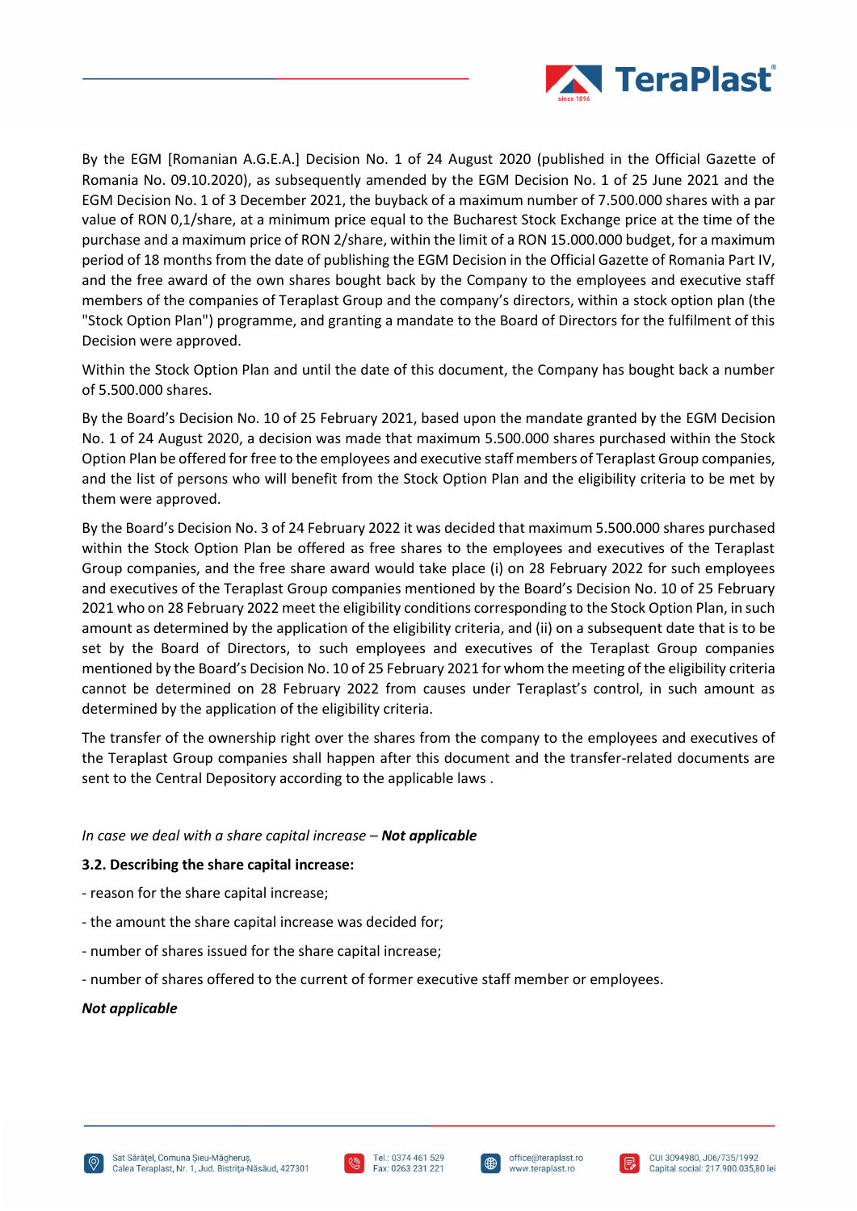By the EGM [Romanian A.G.E.A.] Decision No. 1 of 24 August 2020 (published in the Official Gazette of Romania No. 09.10.2020), as subsequently amended by the EGM Decision No. 1 of 25 June 2021 and the EGM Decision No. 1 of 3 December 2021, the buyback of a maximum number of 7.500.000 shares with a par value of RON 0,1/share, at a minimum price equal to the Bucharest Stock Exchange price at the time of the purchase and a maximum price of RON 2/share, within the limit of a RON 15.000.000 budget, for a maximum period of 18 months from the date of publishing the EGM Decision in the Official Gazette of Romania Part IV, and the free award of the own shares bought back by the Company to the employees and executive staff members of the companies of Teraplast Group and the company's directors, within a stock option plan (the "Stock Option Plan") programme, and granting a mandate to the Board of Directors for the fulfilment of this Decision were approved.

Within the Stock Option Plan and until the date of this document, the Company has bought back a number of 5.500.000 shares.

By the Board's Decision No. 10 of 25 February 2021, based upon the mandate granted by the EGM Decision No. 1 of 24 August 2020, a decision was made that maximum 5.500.000 shares purchased within the Stock Option Plan be offered for free to the employees and executive staff members of Teraplast Group companies, and the list of persons who will benefit from the Stock Option Plan and the eligibility criteria to be met by them were approved.

By the Board's Decision No. 3 of 24 February 2022 it was decided that maximum 5.500.000 shares purchased within the Stock Option Plan be offered as free shares to the employees and executives of the Teraplast Group companies, and the free share award would take place (i) on 28 February 2022 for such employees and executives of the Teraplast Group companies mentioned by the Board's Decision No. 10 of 25 February 2021 who on 28 February 2022 meet the eligibility conditions corresponding to the Stock Option Plan, in such amount as determined by the application of the eligibility criteria, and (ii) on a subsequent date that is to be set by the Board of Directors, to such employees and executives of the Teraplast Group companies mentioned by the Board's Decision No. 10 of 25 February 2021 for whom the meeting of the eligibility criteria cannot be determined on 28 February 2022 from causes under Teraplast's control, in such amount as determined by the application of the eligibility criteria.

The transfer of the ownership right over the shares from the company to the employees and executives of the Teraplast Group companies shall happen after this document and the transfer-related documents are sent to the Central Depository according to the applicable laws .

*In case we deal with a share capital increase – **Not applicable***

**3.2. Describing the share capital increase:**

- reason for the share capital increase;
- the amount the share capital increase was decided for;
- number of shares issued for the share capital increase;
- number of shares offered to the current of former executive staff member or employees.

***Not applicable***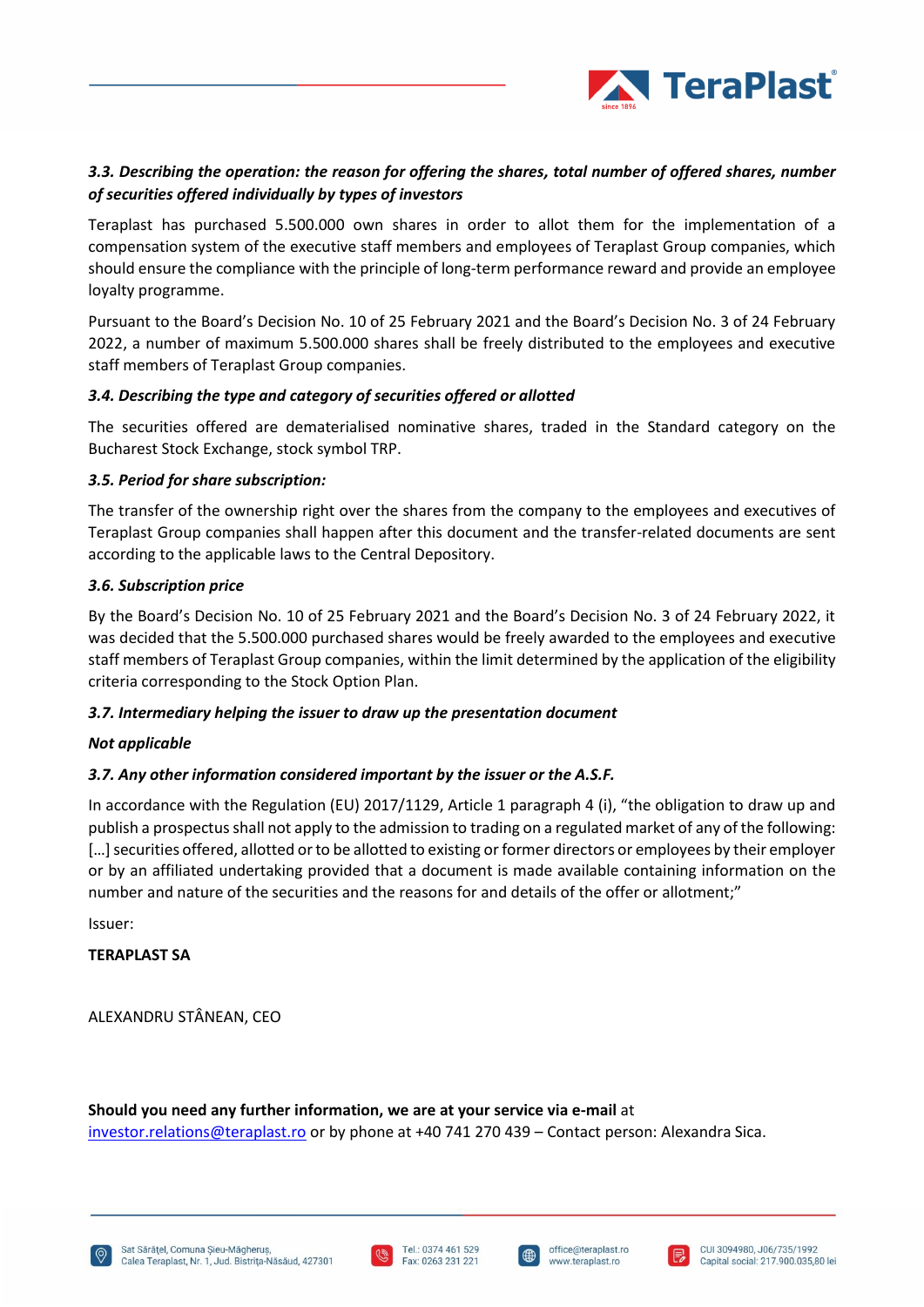***3.3. Describing the operation: the reason for offering the shares, total number of offered shares, number of securities offered individually by types of investors***

Teraplast has purchased 5.500.000 own shares in order to allot them for the implementation of a compensation system of the executive staff members and employees of Teraplast Group companies, which should ensure the compliance with the principle of long-term performance reward and provide an employee loyalty programme.

Pursuant to the Board's Decision No. 10 of 25 February 2021 and the Board's Decision No. 3 of 24 February 2022, a number of maximum 5.500.000 shares shall be freely distributed to the employees and executive staff members of Teraplast Group companies.

***3.4. Describing the type and category of securities offered or allotted***

The securities offered are dematerialised nominative shares, traded in the Standard category on the Bucharest Stock Exchange, stock symbol TRP.

***3.5. Period for share subscription:***

The transfer of the ownership right over the shares from the company to the employees and executives of Teraplast Group companies shall happen after this document and the transfer-related documents are sent according to the applicable laws to the Central Depository.

***3.6. Subscription price***

By the Board's Decision No. 10 of 25 February 2021 and the Board's Decision No. 3 of 24 February 2022, it was decided that the 5.500.000 purchased shares would be freely awarded to the employees and executive staff members of Teraplast Group companies, within the limit determined by the application of the eligibility criteria corresponding to the Stock Option Plan.

***3.7. Intermediary helping the issuer to draw up the presentation document***

***Not applicable***

***3.7. Any other information considered important by the issuer or the A.S.F.***

In accordance with the Regulation (EU) 2017/1129, Article 1 paragraph 4 (i), "the obligation to draw up and publish a prospectus shall not apply to the admission to trading on a regulated market of any of the following: […] securities offered, allotted or to be allotted to existing or former directors or employees by their employer or by an affiliated undertaking provided that a document is made available containing information on the number and nature of the securities and the reasons for and details of the offer or allotment;"

Issuer:

**TERAPLAST SA**

ALEXANDRU STÂNEAN, CEO

**Should you need any further information, we are at your service via e-mail** at investor.relations@teraplast.ro or by phone at +40 741 270 439 – Contact person: Alexandra Sica.